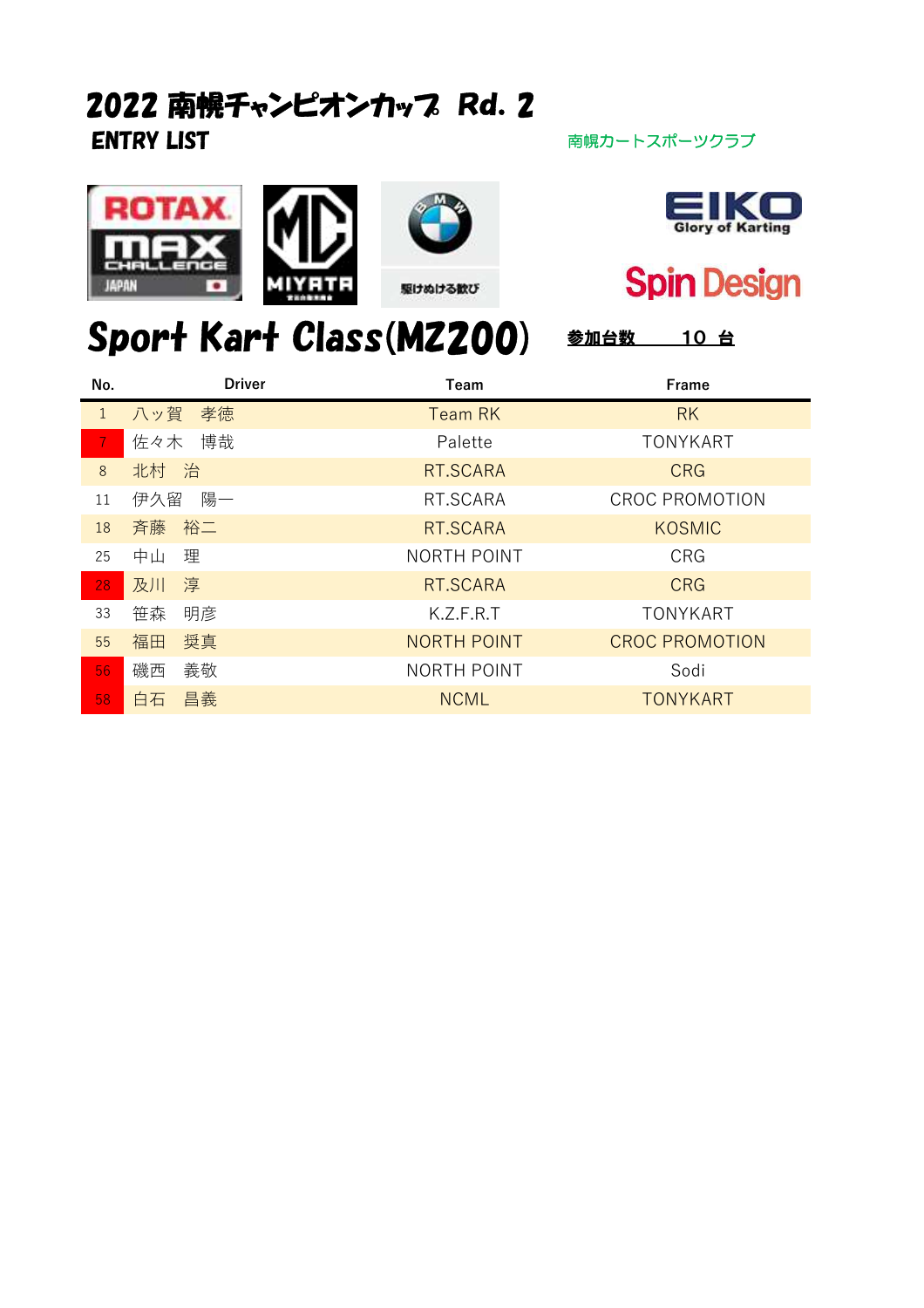# 2022 南幌チャンピオンカップ Rd. 2

**ENTRY LIST**

南幌カートスポーツクラブ

ROTAX MAX CHALLENGE JAPAN

MIYATA

駆けぬける歓び

EIKO Glory of Karting

Spin Design

## Sport Kart Class(MZ200)

**参加台数　　10 台**

| No. | Driver | Team | Frame |
|---|---|---|---|
| 1 | 八ッ賀　孝徳 | Team RK | RK |
| 7 | 佐々木　博哉 | Palette | TONYKART |
| 8 | 北村　治 | RT.SCARA | CRG |
| 11 | 伊久留　陽一 | RT.SCARA | CROC PROMOTION |
| 18 | 斉藤　裕二 | RT.SCARA | KOSMIC |
| 25 | 中山　理 | NORTH POINT | CRG |
| 28 | 及川　淳 | RT.SCARA | CRG |
| 33 | 笹森　明彦 | K.Z.F.R.T | TONYKART |
| 55 | 福田　奨真 | NORTH POINT | CROC PROMOTION |
| 56 | 磯西　義敬 | NORTH POINT | Sodi |
| 58 | 白石　昌義 | NCML | TONYKART |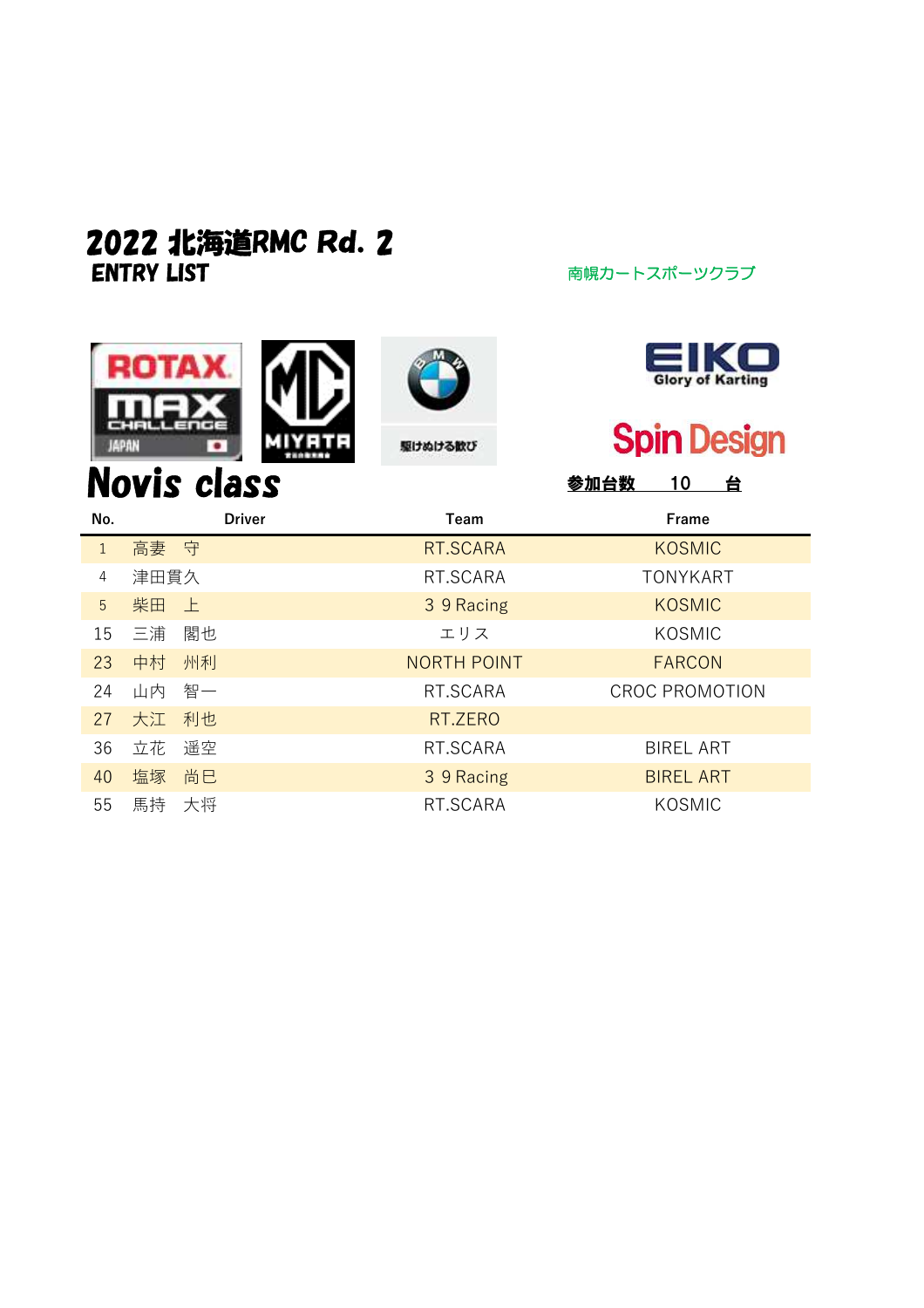# 2022 北海道RMC Rd. 2

ENTRY LIST

南幌カートスポーツクラブ

## Novis class

**参加台数　10　台**

| No. | Driver | Team | Frame |
|---|---|---|---|
| 1 | 高妻　守 | RT.SCARA | KOSMIC |
| 4 | 津田貫久 | RT.SCARA | TONYKART |
| 5 | 柴田　上 | 3 9 Racing | KOSMIC |
| 15 | 三浦　閣也 | エリス | KOSMIC |
| 23 | 中村　州利 | NORTH POINT | FARCON |
| 24 | 山内　智一 | RT.SCARA | CROC PROMOTION |
| 27 | 大江　利也 | RT.ZERO | |
| 36 | 立花　遥空 | RT.SCARA | BIREL ART |
| 40 | 塩塚　尚巳 | 3 9 Racing | BIREL ART |
| 55 | 馬持　大将 | RT.SCARA | KOSMIC |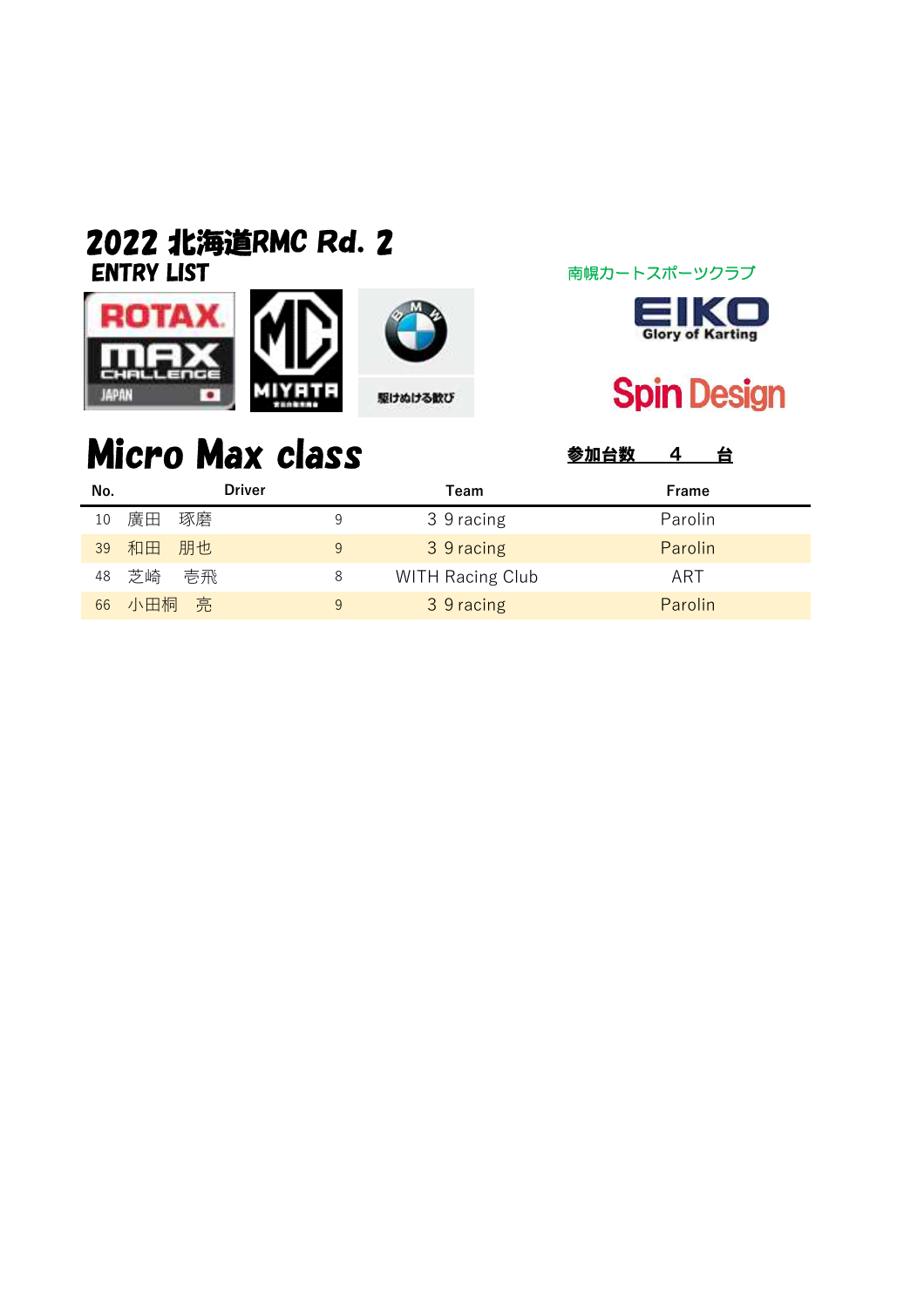# 2022 北海道RMC Rd. 2

## ENTRY LIST

南幌カートスポーツクラブ

EIKO Glory of Karting

Spin Design

駆けぬける歓び

## Micro Max class

参加台数　4　台

| No. | Driver | | Team | Frame |
|---|---|---|---|---|
| 10 | 廣田　琢磨 | 9 | ３９racing | Parolin |
| 39 | 和田　朋也 | 9 | ３９racing | Parolin |
| 48 | 芝崎　壱飛 | 8 | WITH Racing Club | ART |
| 66 | 小田桐　亮 | 9 | ３９racing | Parolin |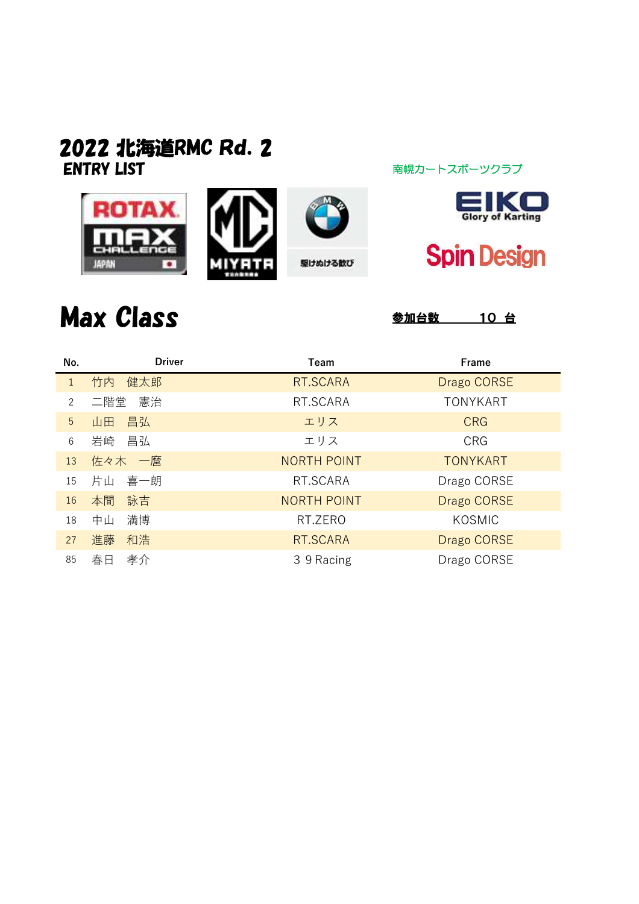# 2022 北海道RMC Rd. 2

**ENTRY LIST**

南幌カートスポーツクラブ

## Max Class

**参加台数　　10 台**

| No. | Driver | Team | Frame |
|---|---|---|---|
| 1 | 竹内　健太郎 | RT.SCARA | Drago CORSE |
| 2 | 二階堂　憲治 | RT.SCARA | TONYKART |
| 5 | 山田　昌弘 | エリス | CRG |
| 6 | 岩崎　昌弘 | エリス | CRG |
| 13 | 佐々木　一麿 | NORTH POINT | TONYKART |
| 15 | 片山　喜一朗 | RT.SCARA | Drago CORSE |
| 16 | 本間　詠吉 | NORTH POINT | Drago CORSE |
| 18 | 中山　満博 | RT.ZERO | KOSMIC |
| 27 | 進藤　和浩 | RT.SCARA | Drago CORSE |
| 85 | 春日　孝介 | 3 9 Racing | Drago CORSE |